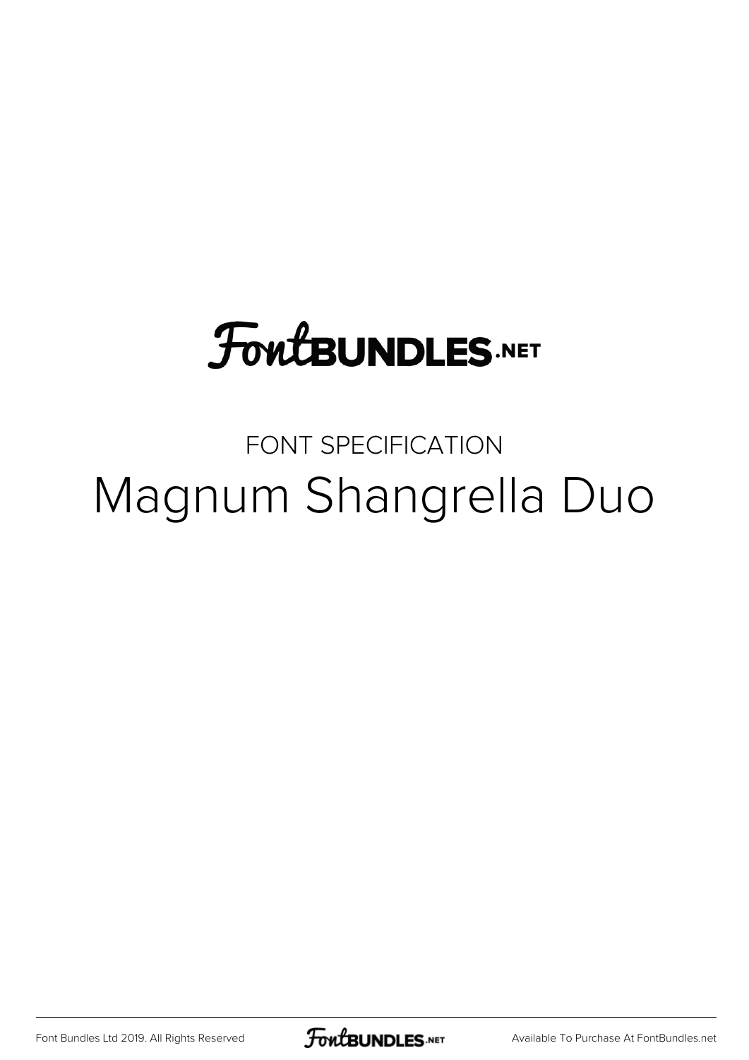FontBUNDLES.NET

FONT SPECIFICATION

# Magnum Shangrella Duo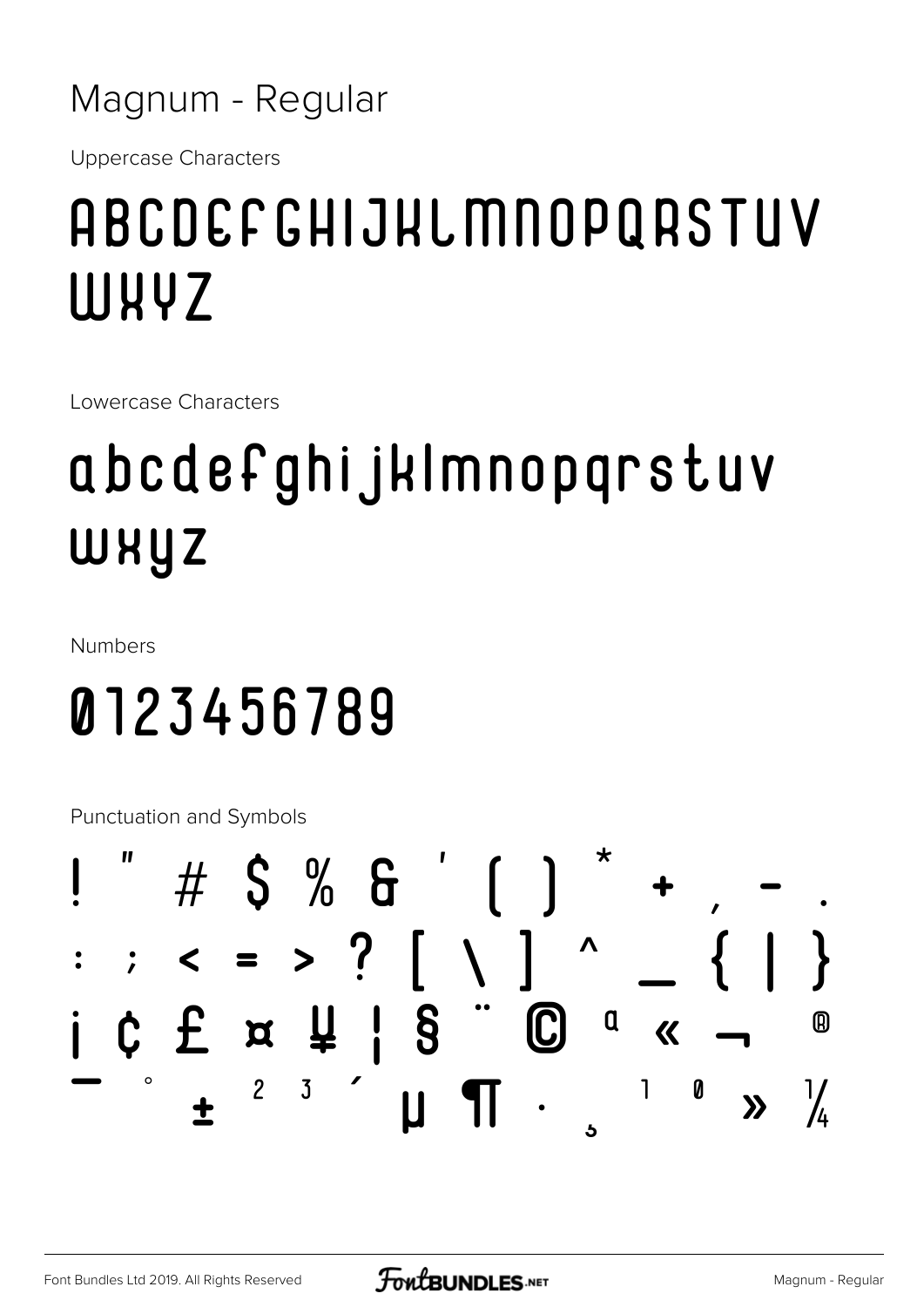# Magnum - Regular

Uppercase Characters

## ABCDEFGHIJKLMNOPQRSTUV WXYZ

Lowercase Characters

## abcdefghijklmnopqrstuv wxyz

Numbers

## 0123456789

Punctuation and Symbols

## ! " # $ % & ' ( ) * + , - . : ; < = > ? [ \ ] ^ _ { | } ¡ ¢ £ ¤ ¥ ¦ § ¨ © ª « ¬ ® ¯ ° ± ² ³ ´ µ ¶ · ¸ ¹ º » ¼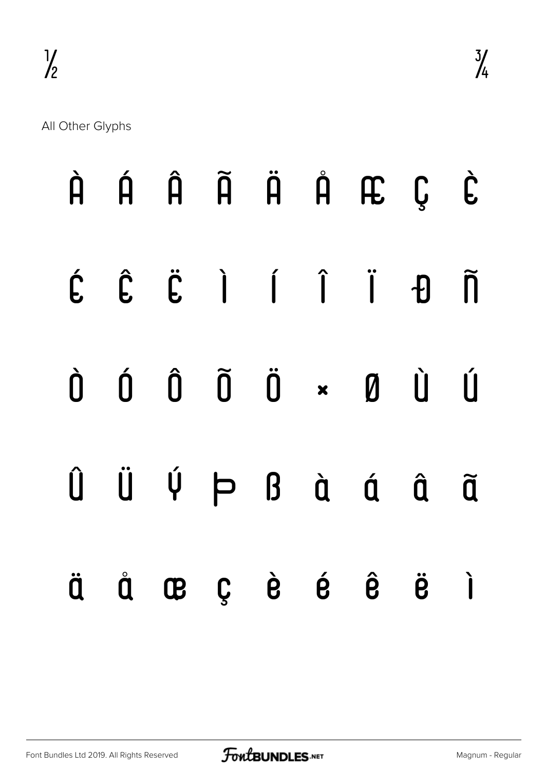½ ¾

All Other Glyphs

À Á Â Ã Ä Å Æ Ç È

É Ê Ë Ì Í Î Ï Ð Ñ

Ò Ó Ô Õ Ö × Ø Ù Ú

Û Ü Ý Þ ß à á â ã

ä å æ ç è é ê ë ì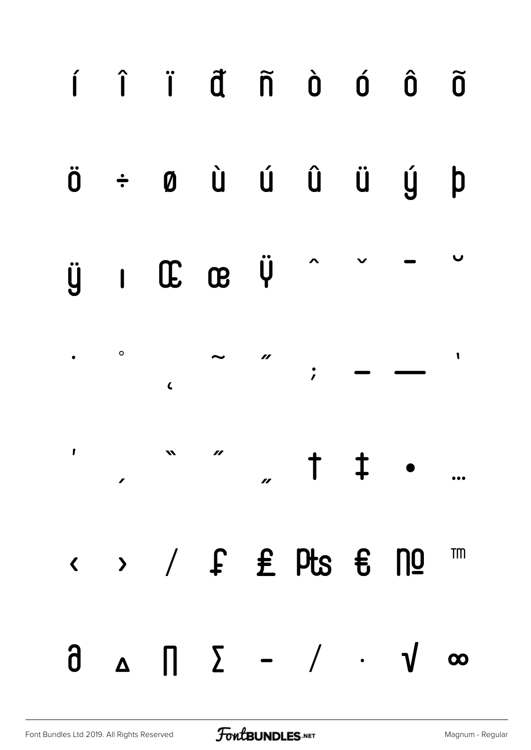í î ï đ ñ ò ó ô õ

ö ÷ ø ù ú û ü ý þ

ÿ ı Œ œ Ÿ ˆ ˇ ¯ ˘

˙ ˚ ˛ ˜ ˝ ; – — '

' ‚ " " „ † ‡ • …

‹ › ⁄ ₤ £ ₧ € № ™

∂ ∆ ∏ ∑ − ∕ ∙ √ ∞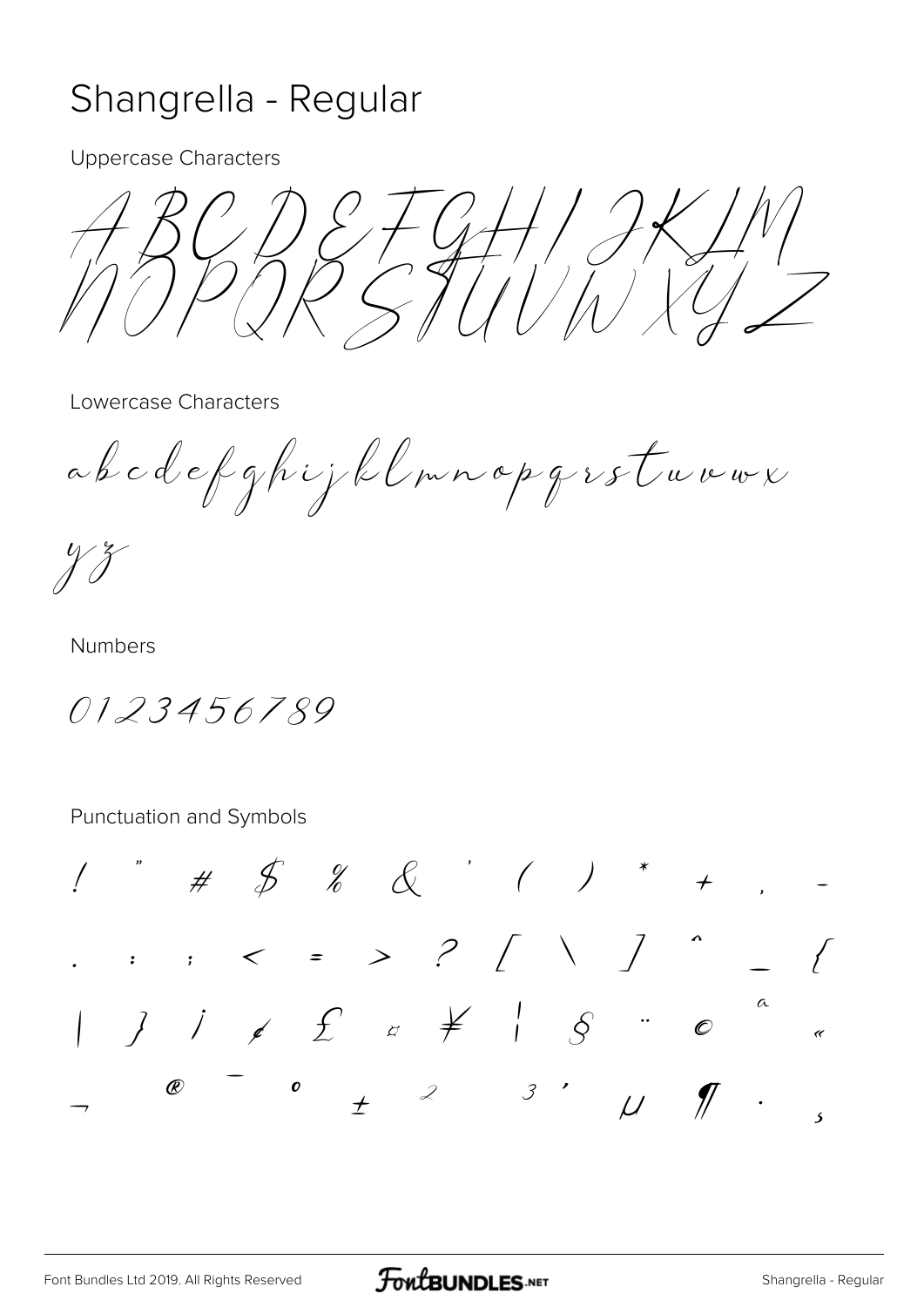# Shangrella - Regular

Uppercase Characters

A B C D E F G H I J K L M
N O P Q R S T U V W X Y Z

Lowercase Characters

a b c d e f g h i j k l m n o p q r s t u v w x
y z

Numbers

0 1 2 3 4 5 6 7 8 9

Punctuation and Symbols

! " # $ % & ' ( ) * + , -
. : ; < = > ? [ \ ] ^ _ {
| } ¡ ¢ £ ¤ ¥ ¦ § ¨ © ª «
¬ ® ¯ ° ± ² ³ ´ µ ¶ · ¸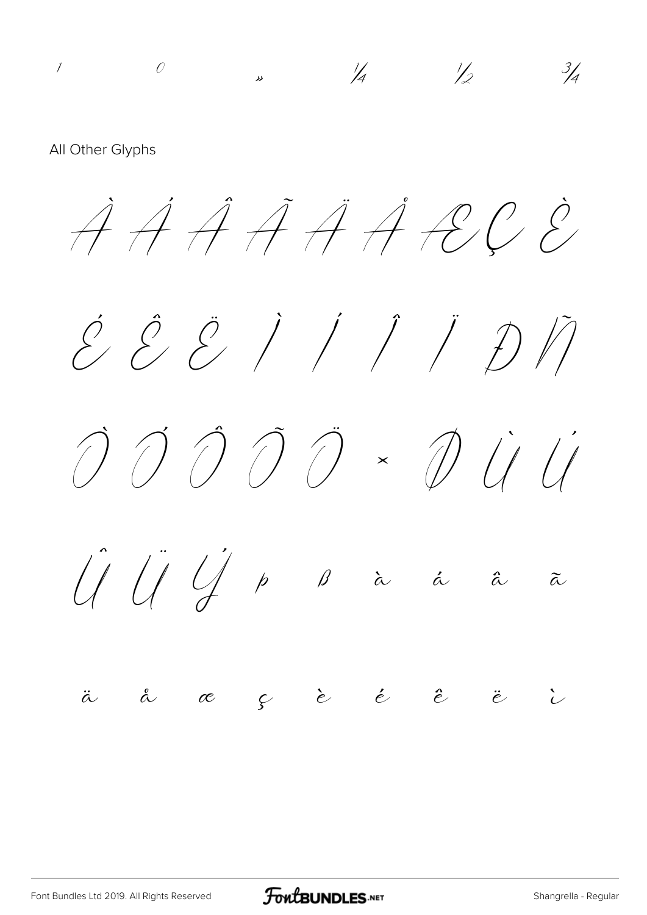¹ º » ¼ ½ ¾

All Other Glyphs

À Á Â Ã Ä Å Æ Ç È

É Ê Ë Ì Í Î Ï Ð Ñ

Ò Ó Ô Õ Ö × Ø Ù Ú

Û Ü Ý þ ß à á â ã

ä å æ ç è é ê ë ì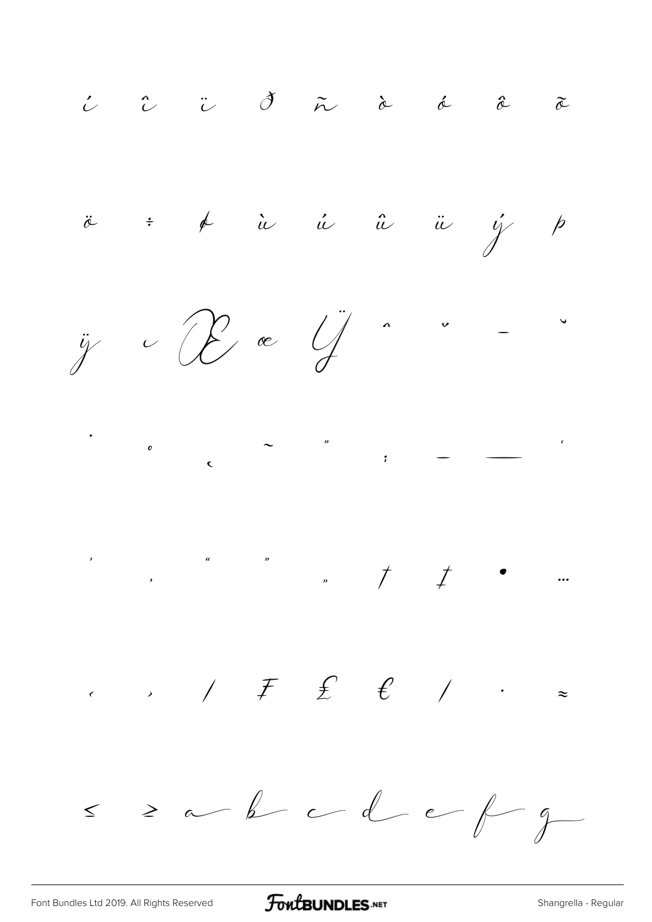í î ï ð ñ ò ó ô õ

ö ÷ ø ù ú û ü ý þ

ÿ ı Œ œ Ÿ ˆ ˇ ¯ ˘

˙ ˚ ˛ ˜ ˝ ; – — ‘

’ ‚ “ ” „ † ‡ • …

‹ › ⁄ ₣ ₤ € ∕ ∙ ≈

≤ ≥ a b c d e f g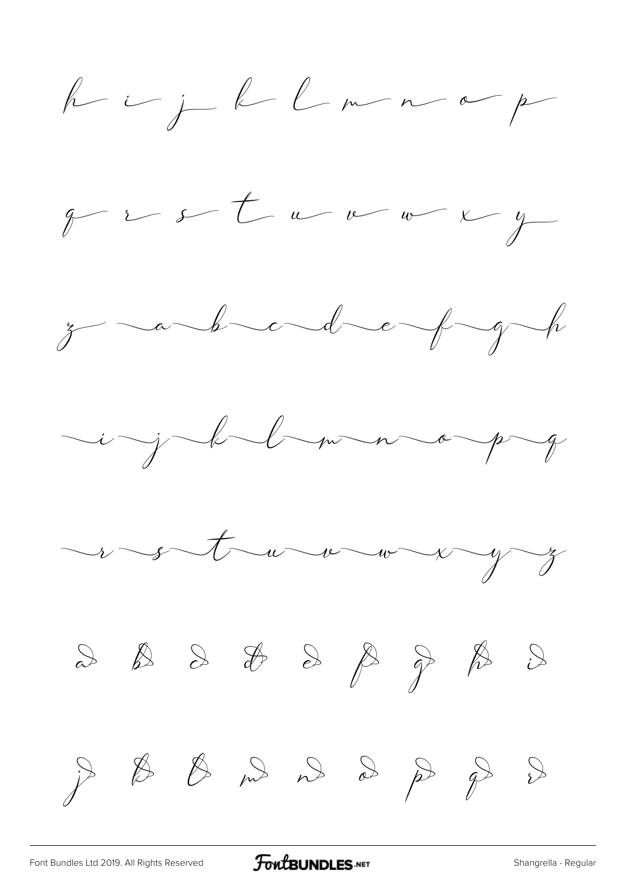h i j k l m n o p

q r s t u v w x y

z a b c d e f g h

i j k l m n o p q

r s t u v w x y z

a b c d e f g h i

j k l m n o p q r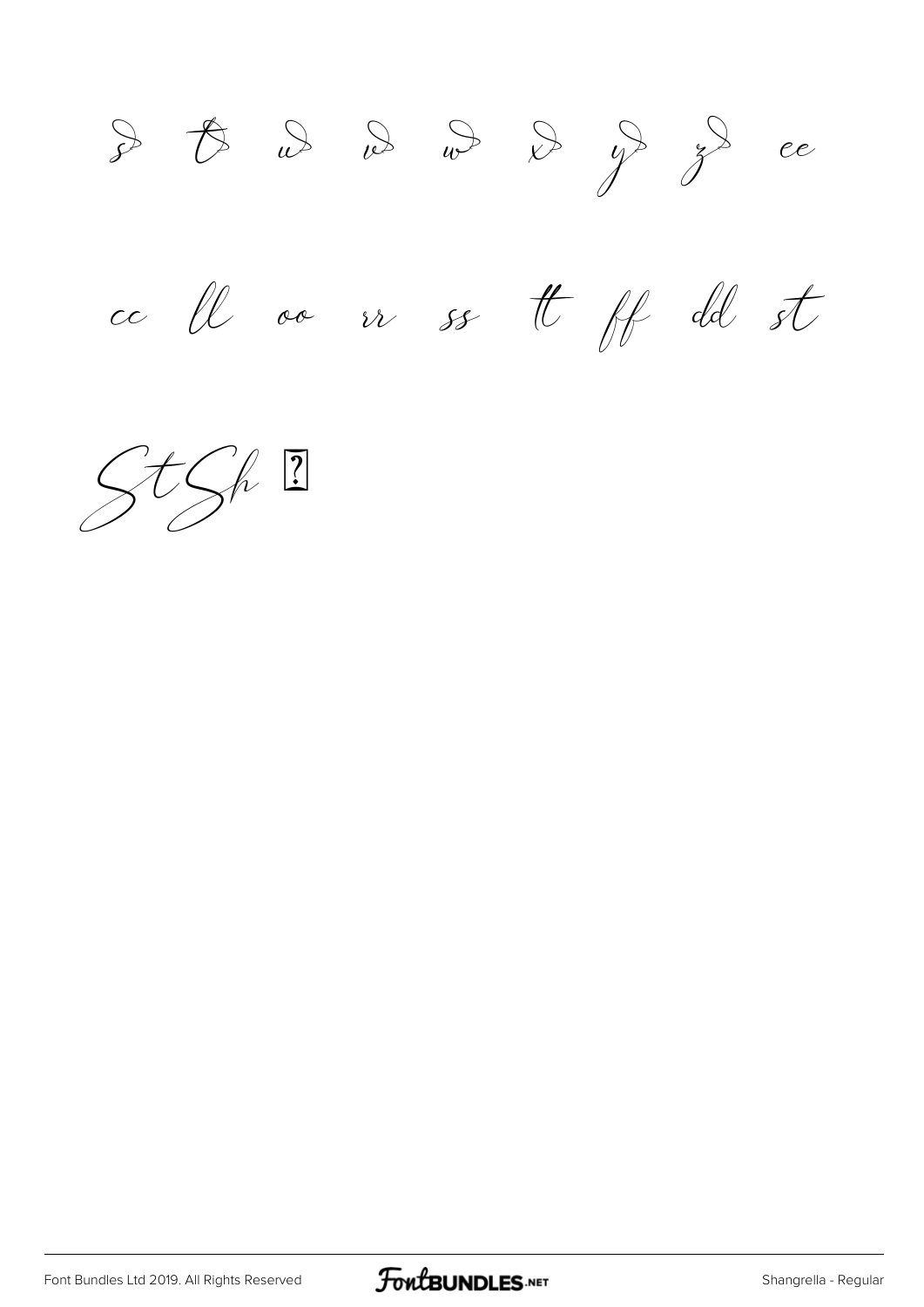s t u v w x y z ee

cc ll oo rr ss tt ff dd st

St Sh �